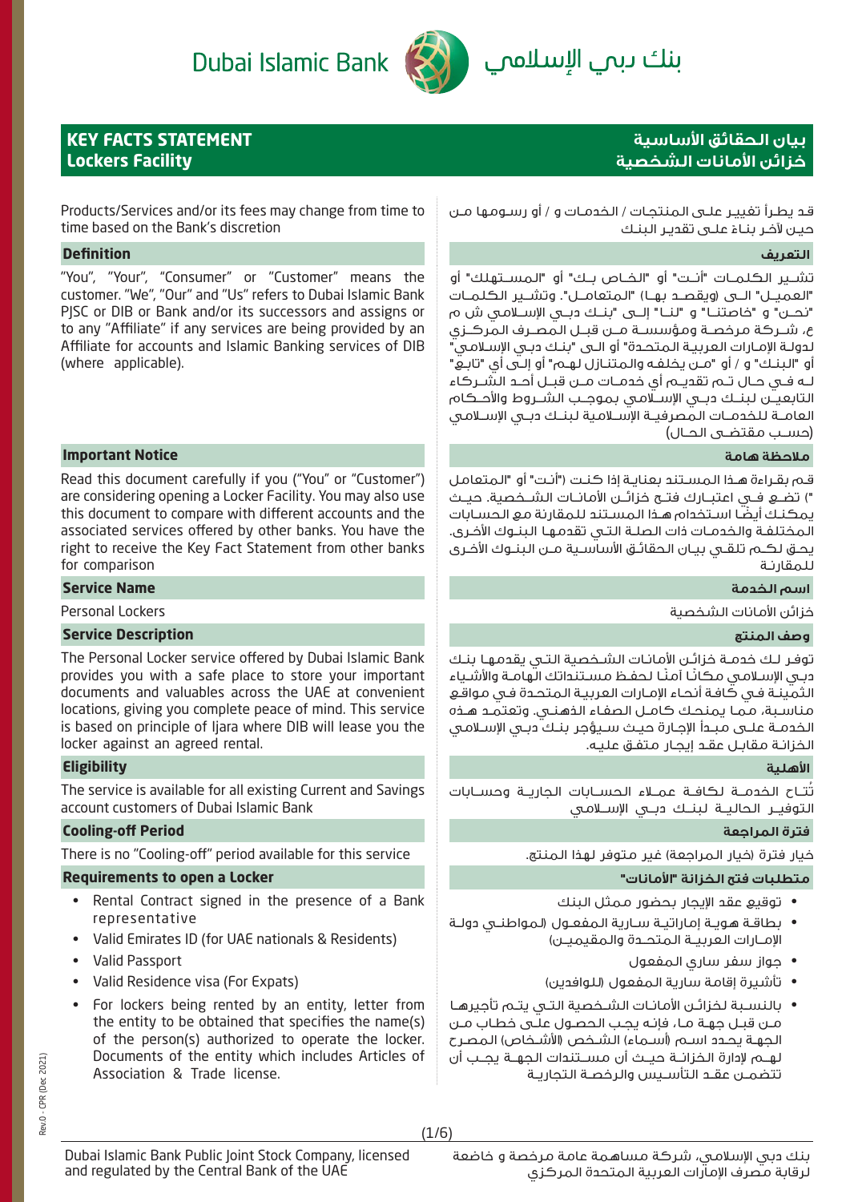Dubai Islamic Bank بنك دبي الإسلامي

# KEY FACTS STATEMENT
## Lockers Facility

# بيان الحقائق الأساسية
## خزائن الأمانات الشخصية

Products/Services and/or its fees may change from time to time based on the Bank's discretion

قد يطرأ تغيير على المنتجات / الخدمات و / أو رسومها من حين لآخر بناء على تقدير البنك

### Definition

"You", "Your", "Consumer" or "Customer" means the customer. "We", "Our" and "Us" refers to Dubai Islamic Bank PJSC or DIB or Bank and/or its successors and assigns or to any "Affiliate" if any services are being provided by an Affiliate for accounts and Islamic Banking services of DIB (where applicable).

### التعريف

تشير الكلمات "أنت" أو "الخاص بك" أو "المستهلك" أو "العميل" الى (ويقصد بها) "المتعامل". وتشير الكلمات "نحن" و "خاصتنا" و "لنا" إلى "بنك دبي الإسلامي ش م ع، شركة مرخصة ومؤسسة من قبل المصرف المركزي لدولة الإمارات العربية المتحدة" أو الى "بنك دبي الإسلامي" أو "البنك" و / أو "من يخلفه والمتنازل لهم" أو إلى أي "تابع" له في حال تم تقديم أي خدمات من قبل أحد الشركاء التابعين لبنك دبي الإسلامي بموجب الشروط والأحكام العامة للخدمات المصرفية الإسلامية لبنك دبي الإسلامي (حسب مقتضى الحال)

### Important Notice

Read this document carefully if you ("You" or "Customer") are considering opening a Locker Facility. You may also use this document to compare with different accounts and the associated services offered by other banks. You have the right to receive the Key Fact Statement from other banks for comparison

### ملاحظة هامة

قم بقراءة هذا المستند بعناية إذا كنت ("أنت" أو "المتعامل ") تضع في اعتبارك فتح خزائن الأمانات الشخصية. حيث يمكنك أيضا استخدام هذا المستند للمقارنة مع الحسابات المختلفة والخدمات ذات الصلة التي تقدمها البنوك الأخرى. يحق لكم تلقي بيان الحقائق الأساسية من البنوك الأخرى للمقارنة

### Service Name

Personal Lockers

### اسم الخدمة

خزائن الأمانات الشخصية

### Service Description

The Personal Locker service offered by Dubai Islamic Bank provides you with a safe place to store your important documents and valuables across the UAE at convenient locations, giving you complete peace of mind. This service is based on principle of Ijara where DIB will lease you the locker against an agreed rental.

### وصف المنتج

توفر لك خدمة خزائن الأمانات الشخصية التي يقدمها بنك دبي الإسلامي مكانًا آمنًا لحفظ مستنداتك الهامة والأشياء الثمينة في كافة أنحاء الإمارات العربية المتحدة في مواقع مناسبة، مما يمنحك كامل الصفاء الذهني. وتعتمد هذه الخدمة على مبدأ الإجارة حيث سيؤجر بنك دبي الإسلامي الخزانة مقابل عقد إيجار متفق عليه.

### Eligibility

The service is available for all existing Current and Savings account customers of Dubai Islamic Bank

### الأهلية

تُتاح الخدمة لكافة عملاء الحسابات الجارية وحسابات التوفير الحالية لبنك دبي الإسلامي

### Cooling-off Period

There is no "Cooling-off" period available for this service

### فترة المراجعة

خيار فترة (خيار المراجعة) غير متوفر لهذا المنتج.

### Requirements to open a Locker

- Rental Contract signed in the presence of a Bank representative
- Valid Emirates ID (for UAE nationals & Residents)
- Valid Passport
- Valid Residence visa (For Expats)
- For lockers being rented by an entity, letter from the entity to be obtained that specifies the name(s) of the person(s) authorized to operate the locker. Documents of the entity which includes Articles of Association & Trade license.

### متطلبات فتح الخزانة "الأمانات"

- توقيع عقد الإيجار بحضور ممثل البنك
- بطاقة هوية إماراتية سارية المفعول (لمواطني دولة الإمارات العربية المتحدة والمقيمين)
- جواز سفر ساري المفعول
- تأشيرة إقامة سارية المفعول (للوافدين)
- بالنسبة لخزائن الأمانات الشخصية التي يتم تأجيرها من قبل جهة ما، فإنه يجب الحصول على خطاب من الجهة يحدد اسم (أسماء) الشخص (الأشخاص) المصرح لهم لإدارة الخزانة حيث أن مستندات الجهة يجب أن تتضمن عقد التأسيس والرخصة التجارية

Rev.0 - CPR (Dec 2021)

Dubai Islamic Bank Public Joint Stock Company, licensed and regulated by the Central Bank of the UAE

بنك دبي الإسلامي، شركة مساهمة عامة مرخصة و خاضعة لرقابة مصرف الإمارات العربية المتحدة المركزي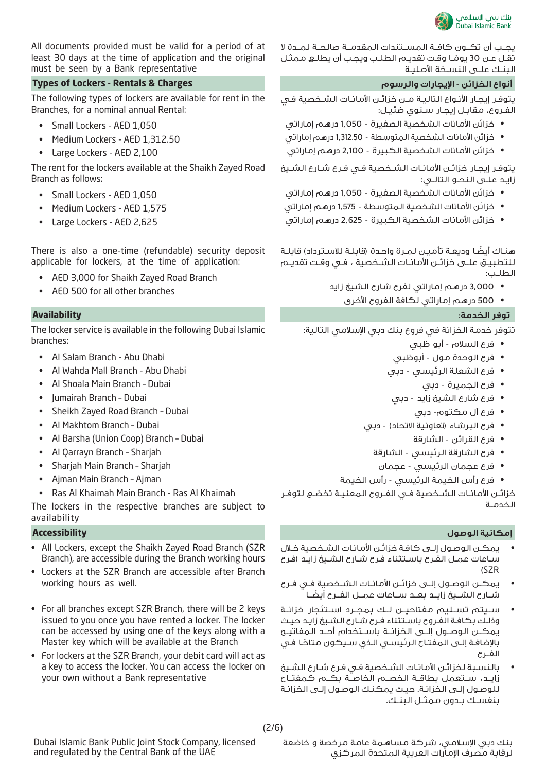All documents provided must be valid for a period of at least 30 days at the time of application and the original must be seen by a Bank representative

## Types of Lockers - Rentals & Charges

The following types of lockers are available for rent in the Branches, for a nominal annual Rental:

- Small Lockers - AED 1,050
- Medium Lockers - AED 1,312.50
- Large Lockers - AED 2,100

The rent for the lockers available at the Shaikh Zayed Road Branch as follows:

- Small Lockers - AED 1,050
- Medium Lockers - AED 1,575
- Large Lockers - AED 2,625

There is also a one-time (refundable) security deposit applicable for lockers, at the time of application:

- AED 3,000 for Shaikh Zayed Road Branch
- AED 500 for all other branches

## Availability

The locker service is available in the following Dubai Islamic branches:

- Al Salam Branch - Abu Dhabi
- Al Wahda Mall Branch - Abu Dhabi
- Al Shoala Main Branch - Dubai
- Jumairah Branch - Dubai
- Sheikh Zayed Road Branch - Dubai
- Al Makhtom Branch - Dubai
- Al Barsha (Union Coop) Branch - Dubai
- Al Qarrayn Branch - Sharjah
- Sharjah Main Branch - Sharjah
- Ajman Main Branch - Ajman
- Ras Al Khaimah Main Branch - Ras Al Khaimah

The lockers in the respective branches are subject to availability

## Accessibility

- All Lockers, except the Shaikh Zayed Road Branch (SZR Branch), are accessible during the Branch working hours
- Lockers at the SZR Branch are accessible after Branch working hours as well.
- For all branches except SZR Branch, there will be 2 keys issued to you once you have rented a locker. The locker can be accessed by using one of the keys along with a Master key which will be available at the Branch
- For lockers at the SZR Branch, your debit card will act as a key to access the locker. You can access the locker on your own without a Bank representative

يجـب أن تكـون كافـة المسـتندات المقدمـة صالحـة لمـدة لا تقل عـن 30 يومًا وقت تقديـم الطلـب ويجـب أن يطلـع ممثـل البنـك علـى النسـخة الأصليـة

## أنواع الخزائن - الإيجارات والرسوم

يتوفر إيجـار الأنـواع التاليـة مـن خزائـن الأمانـات الشـخصية فـي الفـروع، مقابـل إيجـار سـنوي ضئيـل:

- خزائن الأمانات الشخصية الصغيرة - 1,050 درهم إماراتي
- خزائن الأمانات الشخصية المتوسطة - 1,312.50 درهم إماراتي
- خزائن الأمانات الشخصية الكبيرة - 2,100 درهم إماراتي

يتوفر إيجـار خزائـن الأمانـات الشـخصية فـي فـرع شـارع الشـيخ زايـد علـى النحـو التالـي:

- خزائن الأمانات الشخصية الصغيرة - 1,050 درهم إماراتي
- خزائن الأمانات الشخصية المتوسطة - 1,575 درهم إماراتي
- خزائن الأمانات الشخصية الكبيرة - 2,625 درهم إماراتي

هنـاك أيضًا وديعـة تأميـن لمـرة واحـدة (قابلـة للاسـترداد) قابلـة للتطبيـق علـى خزائـن الأمانـات الشـخصية ، فـي وقـت تقديـم الطلـب:

- 3,000 درهم إماراتي لفرع شارع الشيخ زايد
- 500 درهم إماراتي لكافة الفروع الأخرى

## توفر الخدمة:

تتوفر خدمة الخزانة في فروع بنك دبي الإسلامي التالية:

- فرع السلام - أبو ظبي
- فرع الوحدة مول - أبوظبي
- فرع الشعلة الرئيسي - دبي
- فرع الجميرة - دبي
- فرع شارع الشيخ زايد - دبي
- فرع آل مكتوم- دبي
- فرع البرشاء (تعاونية الاتحاد) - دبي
- فرع القرائن - الشارقة
- فرع الشارقة الرئيسي - الشارقة
- فرع عجمان الرئيسي - عجمان
- فرع رأس الخيمة الرئيسي - رأس الخيمة

خزائـن الأمانـات الشـخصية فـي الفـروع المعنيـة تخضـع لتوفـر الخدمـة

## إمكانية الوصول

- يمكـن الوصـول إلـى كافـة خزائـن الأمانـات الشـخصية خـلال سـاعات عمـل الفـرع باسـتثناء فـرع شـارع الشـيخ زايـد (فـرع SZR)
- يمكـن الوصـول إلـى خزائـن الأمانـات الشـخصية فـي فـرع شـارع الشـيخ زايـد بعـد سـاعات عمـل الفـرع أيضًـا
- سـيتم تسـليم مفتاحيـن لـك بمجـرد اسـتئجار خزانـة وذلـك بكافـة الفـروع باسـتثناء فـرع شـارع الشـيخ زايـد حيـث يمكـن الوصـول إلـى الخزانـة باسـتخدام أحـد المفاتيـح بالإضافـة إلـى المفتـاح الرئيسـي الـذي سـيكون متاحًـا فـي الفـرع
- بالنسـبة لخزائـن الأمانـات الشـخصية فـي فـرع شـارع الشـيخ زايـد، سـتعمل بطاقـة الخصـم الخاصـة بـك كمفتـاح للوصـول إلـى الخزانـة. حيـث يمكنـك الوصـول إلـى الخزانـة بنفسـك بـدون ممثـل البنـك.

Dubai Islamic Bank Public Joint Stock Company, licensed and regulated by the Central Bank of the UAE

بنك دبي الإسلامي، شركة مساهمة عامة مرخصة و خاضعة لرقابة مصرف الإمارات العربية المتحدة المركزي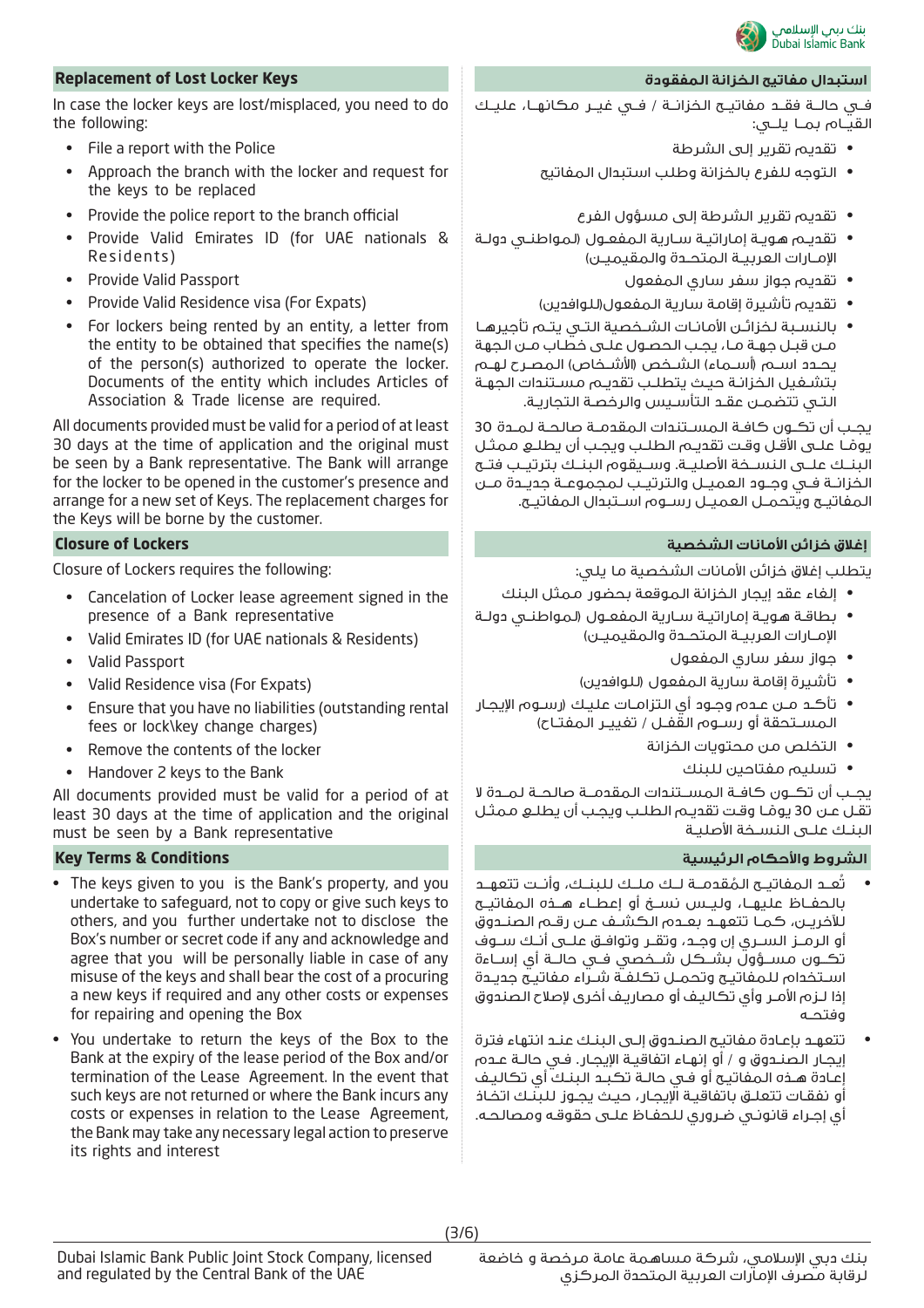## Replacement of Lost Locker Keys

In case the locker keys are lost/misplaced, you need to do the following:

- File a report with the Police
- Approach the branch with the locker and request for the keys to be replaced
- Provide the police report to the branch official
- Provide Valid Emirates ID (for UAE nationals & Residents)
- Provide Valid Passport
- Provide Valid Residence visa (For Expats)
- For lockers being rented by an entity, a letter from the entity to be obtained that specifies the name(s) of the person(s) authorized to operate the locker. Documents of the entity which includes Articles of Association & Trade license are required.

All documents provided must be valid for a period of at least 30 days at the time of application and the original must be seen by a Bank representative. The Bank will arrange for the locker to be opened in the customer's presence and arrange for a new set of Keys. The replacement charges for the Keys will be borne by the customer.

## Closure of Lockers

Closure of Lockers requires the following:

- Cancelation of Locker lease agreement signed in the presence of a Bank representative
- Valid Emirates ID (for UAE nationals & Residents)
- Valid Passport
- Valid Residence visa (For Expats)
- Ensure that you have no liabilities (outstanding rental fees or lock\key change charges)
- Remove the contents of the locker
- Handover 2 keys to the Bank

All documents provided must be valid for a period of at least 30 days at the time of application and the original must be seen by a Bank representative

## Key Terms & Conditions

- The keys given to you is the Bank's property, and you undertake to safeguard, not to copy or give such keys to others, and you further undertake not to disclose the Box's number or secret code if any and acknowledge and agree that you will be personally liable in case of any misuse of the keys and shall bear the cost of a procuring a new keys if required and any other costs or expenses for repairing and opening the Box
- You undertake to return the keys of the Box to the Bank at the expiry of the lease period of the Box and/or termination of the Lease Agreement. In the event that such keys are not returned or where the Bank incurs any costs or expenses in relation to the Lease Agreement, the Bank may take any necessary legal action to preserve its rights and interest

## استبدال مفاتيح الخزانة المفقودة

في حالة فقد مفاتيح الخزانة / في غير مكانها، عليك القيام بما يلي:

- تقديم تقرير إلى الشرطة
- التوجه للفرع بالخزانة وطلب استبدال المفاتيح
- تقديم تقرير الشرطة إلى مسؤول الفرع
- تقديم هوية إماراتية سارية المفعول (لمواطني دولة الإمارات العربية المتحدة والمقيمين)
- تقديم جواز سفر ساري المفعول
- تقديم تأشيرة إقامة سارية المفعول(للوافدين)
- بالنسبة لخزائن الأمانات الشخصية التي يتم تأجيرها من قبل جهة ما، يجب الحصول على خطاب من الجهة يحدد اسم (أسماء) الشخص (الأشخاص) المصرح لهم بتشغيل الخزانة حيث يتطلب تقديم مستندات الجهة التي تتضمن عقد التأسيس والرخصة التجارية.

يجب أن تكون كافة المستندات المقدمة صالحة لمدة 30 يومًا على الأقل وقت تقديم الطلب ويجب أن يطلع ممثل البنك على النسخة الأصلية. وسيقوم البنك بترتيب فتح الخزانة في وجود العميل والترتيب لمجموعة جديدة من المفاتيح ويتحمل العميل رسوم استبدال المفاتيح.

## إغلاق خزائن الأمانات الشخصية

يتطلب إغلاق خزائن الأمانات الشخصية ما يلي:

- إلغاء عقد إيجار الخزانة الموقعة بحضور ممثل البنك
- بطاقة هوية إماراتية سارية المفعول (لمواطني دولة الإمارات العربية المتحدة والمقيمين)
- جواز سفر ساري المفعول
- تأشيرة إقامة سارية المفعول (للوافدين)
- تأكد من عدم وجود أي التزامات عليك (رسوم الإيجار المستحقة أو رسوم القفل / تغيير المفتاح)
- التخلص من محتويات الخزانة
- تسليم مفتاحين للبنك

يجب أن تكون كافة المستندات المقدمة صالحة لمدة لا تقل عن 30 يومًا وقت تقديم الطلب ويجب أن يطلع ممثل البنك على النسخة الأصلية

## الشروط والأحكام الرئيسية

- تُعد المفاتيح المُقدمة لك ملك للبنك، وأنت تتعهد بالحفاظ عليها، وليس نسخ أو إعطاء هذه المفاتيح للآخرين، كما تتعهد بعدم الكشف عن رقم الصندوق أو الرمز السري إن وجد، وتقر وتوافق على أنك سوف تكون مسؤول بشكل شخصي في حالة أي إساءة استخدام للمفاتيح وتحمل تكلفة شراء مفاتيح جديدة إذا لزم الأمر وأي تكاليف أو مصاريف أخرى لإصلاح الصندوق وفتحه
- تتعهد بإعادة مفاتيح الصندوق إلى البنك عند انتهاء فترة إيجار الصندوق و / أو إنهاء اتفاقية الإيجار. في حالة عدم إعادة هذه المفاتيح أو في حالة تكبد البنك أي تكاليف أو نفقات تتعلق باتفاقية الإيجار، حيث يجوز للبنك اتخاذ أي إجراء قانوني ضروري للحفاظ على حقوقه ومصالحه.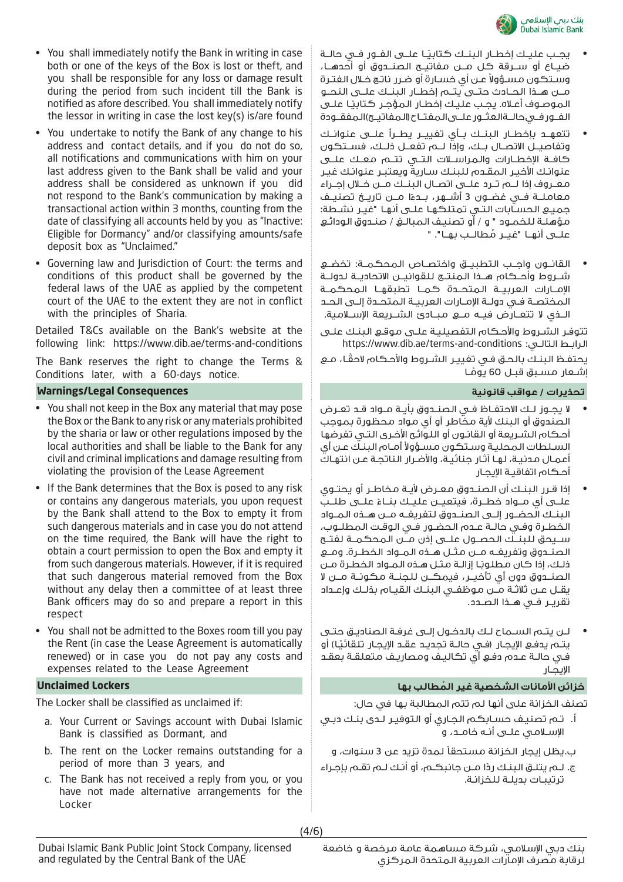- You shall immediately notify the Bank in writing in case both or one of the keys of the Box is lost or theft, and you shall be responsible for any loss or damage result during the period from such incident till the Bank is notified as afore described. You shall immediately notify the lessor in writing in case the lost key(s) is/are found
- You undertake to notify the Bank of any change to his address and contact details, and if you do not do so, all notifications and communications with him on your last address given to the Bank shall be valid and your address shall be considered as unknown if you did not respond to the Bank's communication by making a transactional action within 3 months, counting from the date of classifying all accounts held by you as "Inactive: Eligible for Dormancy" and/or classifying amounts/safe deposit box as "Unclaimed."
- Governing law and Jurisdiction of Court: the terms and conditions of this product shall be governed by the federal laws of the UAE as applied by the competent court of the UAE to the extent they are not in conflict with the principles of Sharia.

Detailed T&Cs available on the Bank's website at the following link: https://www.dib.ae/terms-and-conditions

The Bank reserves the right to change the Terms & Conditions later, with a 60-days notice.

## Warnings/Legal Consequences

- You shall not keep in the Box any material that may pose the Box or the Bank to any risk or any materials prohibited by the sharia or law or other regulations imposed by the local authorities and shall be liable to the Bank for any civil and criminal implications and damage resulting from violating the provision of the Lease Agreement
- If the Bank determines that the Box is posed to any risk or contains any dangerous materials, you upon request by the Bank shall attend to the Box to empty it from such dangerous materials and in case you do not attend on the time required, the Bank will have the right to obtain a court permission to open the Box and empty it from such dangerous materials. However, if it is required that such dangerous material removed from the Box without any delay then a committee of at least three Bank officers may do so and prepare a report in this respect
- You shall not be admitted to the Boxes room till you pay the Rent (in case the Lease Agreement is automatically renewed) or in case you do not pay any costs and expenses related to the Lease Agreement

## Unclaimed Lockers

The Locker shall be classified as unclaimed if:

a. Your Current or Savings account with Dubai Islamic Bank is classified as Dormant, and

b. The rent on the Locker remains outstanding for a period of more than 3 years, and

c. The Bank has not received a reply from you, or you have not made alternative arrangements for the Locker

- يجب عليك إخطار البنك كتابيًا على الفور في حالة ضياع أو سرقة كل من مفاتيح الصندوق أو أحدهما، وستكون مسؤولاً عن أي خسارة أو ضرر ناتج خلال الفترة من هذا الحادث حتى يتم إخطار البنك على النحو الموصوف أعلاه. يجب عليك إخطار المؤجر كتابيا على الفور في حالة العثور على المفتاح (المفاتيح) المفقودة
- تتعهد بإخطار البنك بأي تغيير يطرأ على عنوانك وتفاصيل الاتصال بك، وإذا لم تفعل ذلك، فستكون كافة الإخطارات والمراسلات التي تتم معك على عنوانك الأخير المقدم للبنك سارية ويعتبر عنوانك غير معروف إذا لم ترد على اتصال البنك من خلال إجراء معاملة في غضون 3 أشهر، بدءًا من تاريخ تصنيف جميع الحسابات التي تمتلكها على أنها "غير نشطة: مؤهلة للخمود " و / أو تصنيف المبالغ / صندوق الودائع على أنها "غير مُطالب بها". "
- القانون واجب التطبيق واختصاص المحكمة: تخضع شروط وأحكام هذا المنتج للقوانين الاتحادية لدولة الإمارات العربية المتحدة كما تطبقها المحكمة المختصة في دولة الإمارات العربية المتحدة إلى الحد الذي لا تتعارض فيه مع مبادئ الشريعة الإسلامية.

تتوفر الشروط والأحكام التفصيلية على موقع البنك على الرابط التالي: https://www.dib.ae/terms-and-conditions

يحتفظ البنك بالحق في تغيير الشروط والأحكام لاحقًا، مع إشعار مسبق قبل 60 يومًا

## تحذيرات / عواقب قانونية

- لا يجوز لك الاحتفاظ في الصندوق بأية مواد قد تعرض الصندوق أو البنك لأية مخاطر أو أي مواد محظورة بموجب أحكام الشريعة أو القانون أو اللوائح الأخرى التي تفرضها السلطات المحلية وستكون مسؤولاً أمام البنك عن أي أعمال مدنية، لها آثار جنائية، والأضرار الناتجة عن انتهاك أحكام اتفاقية الإيجار
- إذا قرر البنك أن الصندوق معرض لأية مخاطر أو يحتوي على أي مواد خطرة، فيتعين عليك بناءً على طلب البنك الحضور إلى الصندوق لتفريغه من هذه المواد الخطرة وفي حالة عدم الحضور في الوقت المطلوب، سيحق للبنك الحصول على إذن من المحكمة لفتح الصندوق وتفريغه من مثل هذه المواد الخطرة. ومع ذلك، إذا كان مطلوبًا إزالة مثل هذه المواد الخطرة من الصندوق دون أي تأخير، فيمكن للجنة مكونة من لا يقل عن ثلاثة من موظفي البنك القيام بذلك وإعداد تقرير في هذا الصدد.
- لن يتم السماح لك بالدخول إلى غرفة الصناديق حتى يتم يدفع الإيجار (في حالة تجديد عقد الإيجار تلقائيًا) أو في حالة عدم دفع أي تكاليف ومصاريف متعلقة بعقد الإيجار

## خزائن الأمانات الشخصية غير المُطالب بها

تصنف الخزانة على أنها لم تتم المطالبة بها في حال:

أ. تم تصنيف حسابكم الجاري أو التوفير لدى بنك دبي الإسلامي على أنه خامد، و

ب. يظل إيجار الخزانة مستحقاً لمدة تزيد عن 3 سنوات، و

ج. لم يتلق البنك ردًا من جانبكم، أو أنك لم تقم بإجراء ترتيبات بديلة للخزانة.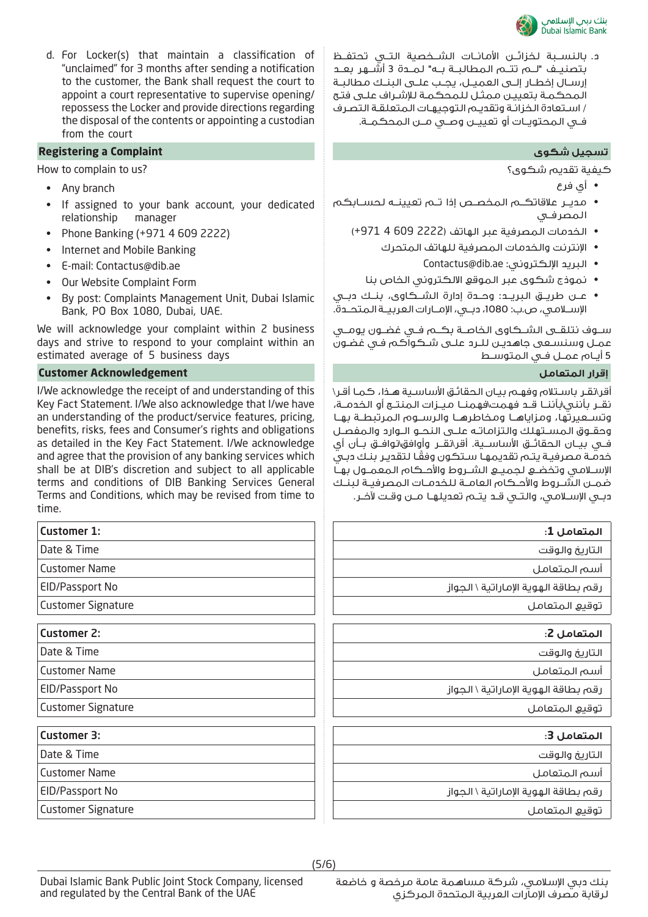d. For Locker(s) that maintain a classification of "unclaimed" for 3 months after sending a notification to the customer, the Bank shall request the court to appoint a court representative to supervise opening/ repossess the Locker and provide directions regarding the disposal of the contents or appointing a custodian from the court

د. بالنسبة لخزائن الأمانات الشخصية التي تحتفظ بتصنيف "لم تتم المطالبة به" لمدة 3 أشهر بعد إرسال إخطار إلى العميل، يجب على البنك مطالبة المحكمة بتعيين ممثل للمحكمة للإشراف على فتح / استعادة الخزانة وتقديم التوجيهات المتعلقة التصرف في المحتويات أو تعيين وصي من المحكمة.

## Registering a Complaint

How to complain to us?

- Any branch
- If assigned to your bank account, your dedicated relationship manager
- Phone Banking (+971 4 609 2222)
- Internet and Mobile Banking
- E-mail: Contactus@dib.ae
- Our Website Complaint Form
- By post: Complaints Management Unit, Dubai Islamic Bank, PO Box 1080, Dubai, UAE.

We will acknowledge your complaint within 2 business days and strive to respond to your complaint within an estimated average of 5 business days

## تسجيل شكوى

كيفية تقديم شكوى؟

- أي فرع
- مدير علاقاتكم المخصص إذا تم تعيينه لحسابكم المصرفي
- الخدمات المصرفية عبر الهاتف (2222 609 4 971+)
- الإنترنت والخدمات المصرفية للهاتف المتحرك
- البريد الإلكتروني: Contactus@dib.ae
- نموذج شكوى عبر الموقع الالكتروني الخاص بنا
- عن طريق البريد: وحدة إدارة الشكاوى، بنك دبي الإسلامي، ص.ب: 1080، دبي، الإمارات العربية المتحدة.

سوف نتلقى الشكاوى الخاصة بكم في غضون يومي عمل وسنسعى جاهدين للرد على شكواكم في غضون 5 أيام عمل في المتوسط

## Customer Acknowledgement

I/We acknowledge the receipt of and understanding of this Key Fact Statement. I/We also acknowledge that I/we have an understanding of the product/service features, pricing, benefits, risks, fees and Consumer's rights and obligations as detailed in the Key Fact Statement. I/We acknowledge and agree that the provision of any banking services which shall be at DIB's discretion and subject to all applicable terms and conditions of DIB Banking Services General Terms and Conditions, which may be revised from time to time.

## إقرار المتعامل

أقر\نقر باستلام وفهم بيان الحقائق الأساسية هذا، كما أقر\نقر بأنني\بأننا قد فهمت\فهمنا ميزات المنتج أو الخدمة، وتسعيرتها، ومزاياها ومخاطرها والرسوم المرتبطة بها وحقوق المستهلك والتزاماته على النحو الوارد والمفصل في بيان الحقائق الأساسية. أقر\نقر وأوافق\نوافق بأن أي خدمة مصرفية يتم تقديمها ستكون وفقا لتقدير بنك دبي الإسلامي وتخضع لجميع الشروط والأحكام المعمول بها ضمن الشروط والأحكام العامة للخدمات المصرفية لبنك دبي الإسلامي، والتي قد يتم تعديلها من وقت لآخر.

| Customer 1: | المتعامل 1: |
|---|---|
| Date & Time | التاريخ والوقت |
| Customer Name | أسم المتعامل |
| EID/Passport No | رقم بطاقة الهوية الإماراتية \ الجواز |
| Customer Signature | توقيع المتعامل |

| Customer 2: | المتعامل 2: |
|---|---|
| Date & Time | التاريخ والوقت |
| Customer Name | أسم المتعامل |
| EID/Passport No | رقم بطاقة الهوية الإماراتية \ الجواز |
| Customer Signature | توقيع المتعامل |

| Customer 3: | المتعامل 3: |
|---|---|
| Date & Time | التاريخ والوقت |
| Customer Name | أسم المتعامل |
| EID/Passport No | رقم بطاقة الهوية الإماراتية \ الجواز |
| Customer Signature | توقيع المتعامل |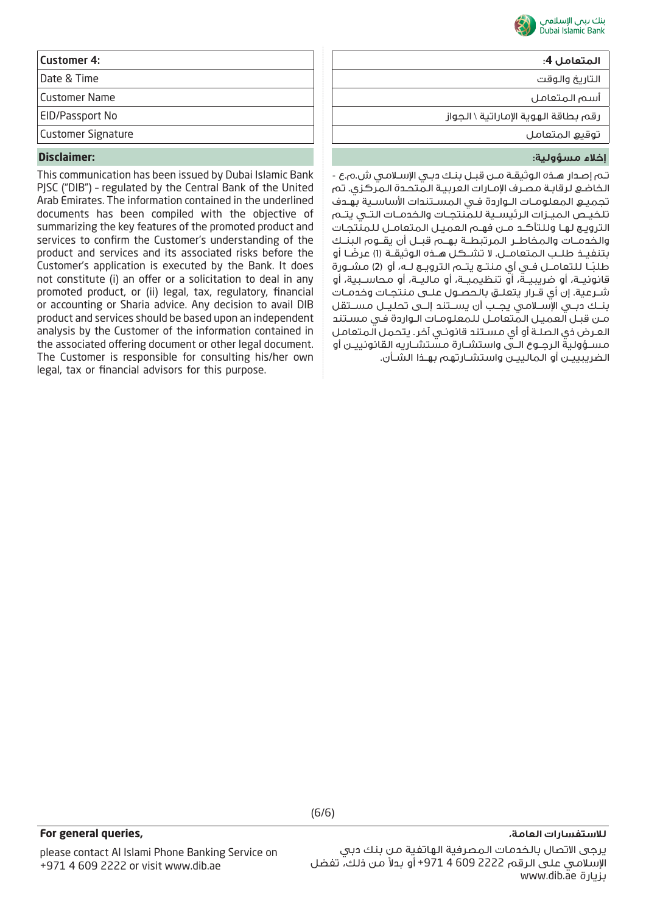| Customer 4: |
| --- |
| Date & Time |
| Customer Name |
| EID/Passport No |
| Customer Signature |

| المتعامل 4: |
| --- |
| التاريخ والوقت |
| أسم المتعامل |
| رقم بطاقة الهوية الإماراتية \ الجواز |
| توقيع المتعامل |

**Disclaimer:**

This communication has been issued by Dubai Islamic Bank PJSC ("DIB") – regulated by the Central Bank of the United Arab Emirates. The information contained in the underlined documents has been compiled with the objective of summarizing the key features of the promoted product and services to confirm the Customer's understanding of the product and services and its associated risks before the Customer's application is executed by the Bank. It does not constitute (i) an offer or a solicitation to deal in any promoted product, or (ii) legal, tax, regulatory, financial or accounting or Sharia advice. Any decision to avail DIB product and services should be based upon an independent analysis by the Customer of the information contained in the associated offering document or other legal document. The Customer is responsible for consulting his/her own legal, tax or financial advisors for this purpose.

**إخلاء مسؤولية:**

تم إصدار هذه الوثيقة من قبل بنك دبي الإسلامي ش.م.ع - الخاضع لرقابة مصرف الإمارات العربية المتحدة المركزي. تم تجميع المعلومات الواردة في المستندات الأساسية بهدف تلخيص الميزات الرئيسية للمنتجات والخدمات التي يتم الترويج لها وللتأكد من فهم العميل المتعامل للمنتجات والخدمات والمخاطر المرتبطة بهم قبل أن يقوم البنك بتنفيذ طلب المتعامل. لا تشكل هذه الوثيقة (1) عرضًا أو طلبًا للتعامل في أي منتج يتم الترويج له، أو (2) مشورة قانونية، أو ضريبية، أو تنظيمية، أو مالية، أو محاسبية، أو شرعية. إن أي قرار يتعلق بالحصول على منتجات وخدمات بنك دبي الإسلامي يجب أن يستند إلى تحليل مستقل من قبل العميل المتعامل للمعلومات الواردة في مستند العرض ذي الصلة أو أي مستند قانوني آخر. يتحمل المتعامل مسؤولية الرجوع الى واستشارة مستشاريه القانونيين أو الضريبيين أو الماليين واستشارتهم بهذا الشأن.

**For general queries,**

please contact Al Islami Phone Banking Service on +971 4 609 2222 or visit www.dib.ae

**للاستفسارات العامة،**

يرجى الاتصال بالخدمات المصرفية الهاتفية من بنك دبي الإسلامي على الرقم 2222 609 4 971+ أو بدلاً من ذلك، تفضل بزيارة www.dib.ae